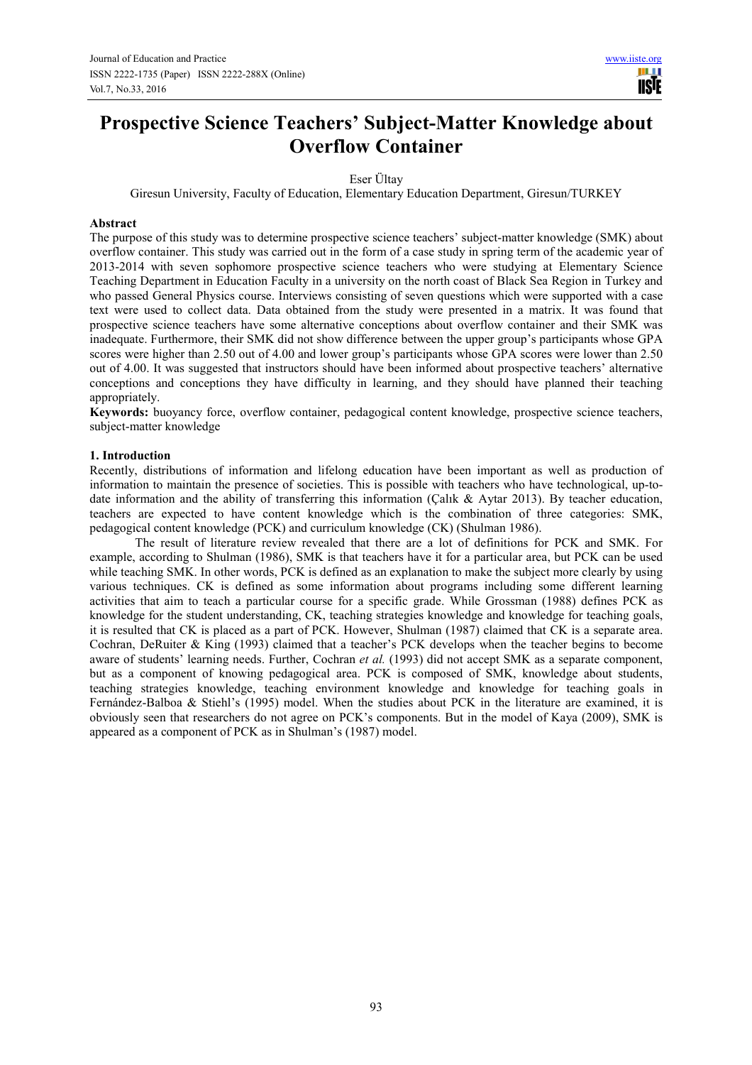# Prospective Science Teachers' Subject-Matter Knowledge about Overflow Container

Eser Ültay

Giresun University, Faculty of Education, Elementary Education Department, Giresun/TURKEY

## Abstract

The purpose of this study was to determine prospective science teachers' subject-matter knowledge (SMK) about overflow container. This study was carried out in the form of a case study in spring term of the academic year of 2013-2014 with seven sophomore prospective science teachers who were studying at Elementary Science Teaching Department in Education Faculty in a university on the north coast of Black Sea Region in Turkey and who passed General Physics course. Interviews consisting of seven questions which were supported with a case text were used to collect data. Data obtained from the study were presented in a matrix. It was found that prospective science teachers have some alternative conceptions about overflow container and their SMK was inadequate. Furthermore, their SMK did not show difference between the upper group's participants whose GPA scores were higher than 2.50 out of 4.00 and lower group's participants whose GPA scores were lower than 2.50 out of 4.00. It was suggested that instructors should have been informed about prospective teachers' alternative conceptions and conceptions they have difficulty in learning, and they should have planned their teaching appropriately.

**Keywords:** buoyancy force, overflow container, pedagogical content knowledge, prospective science teachers, subject-matter knowledge

## 1. Introduction

Recently, distributions of information and lifelong education have been important as well as production of information to maintain the presence of societies. This is possible with teachers who have technological, up-to-date information and the ability of transferring this information (Çalık & Aytar 2013). By teacher education, teachers are expected to have content knowledge which is the combination of three categories: SMK, pedagogical content knowledge (PCK) and curriculum knowledge (CK) (Shulman 1986).

The result of literature review revealed that there are a lot of definitions for PCK and SMK. For example, according to Shulman (1986), SMK is that teachers have it for a particular area, but PCK can be used while teaching SMK. In other words, PCK is defined as an explanation to make the subject more clearly by using various techniques. CK is defined as some information about programs including some different learning activities that aim to teach a particular course for a specific grade. While Grossman (1988) defines PCK as knowledge for the student understanding, CK, teaching strategies knowledge and knowledge for teaching goals, it is resulted that CK is placed as a part of PCK. However, Shulman (1987) claimed that CK is a separate area. Cochran, DeRuiter & King (1993) claimed that a teacher's PCK develops when the teacher begins to become aware of students' learning needs. Further, Cochran *et al.* (1993) did not accept SMK as a separate component, but as a component of knowing pedagogical area. PCK is composed of SMK, knowledge about students, teaching strategies knowledge, teaching environment knowledge and knowledge for teaching goals in Fernández-Balboa & Stiehl's (1995) model. When the studies about PCK in the literature are examined, it is obviously seen that researchers do not agree on PCK's components. But in the model of Kaya (2009), SMK is appeared as a component of PCK as in Shulman's (1987) model.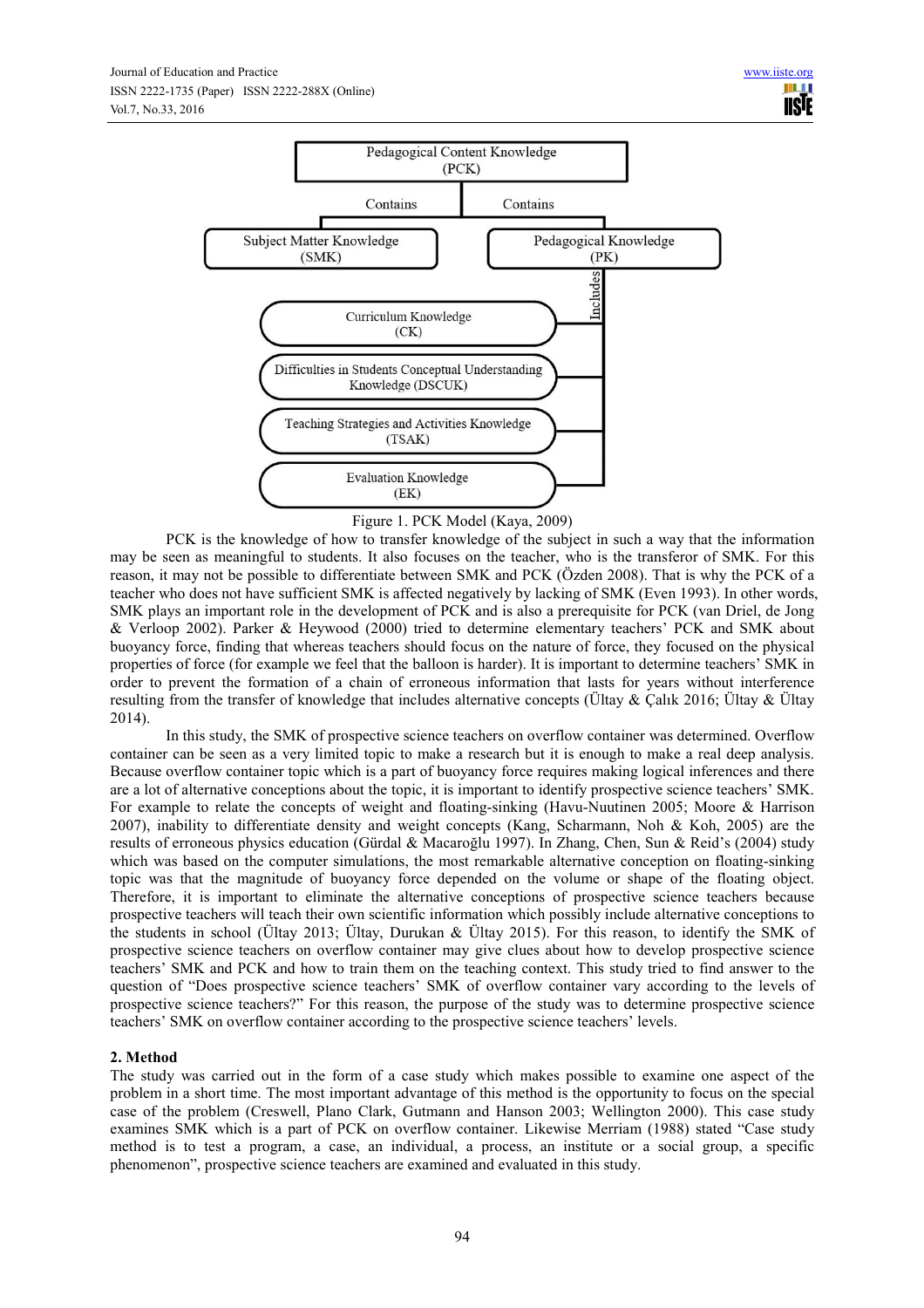Figure 1. PCK Model (Kaya, 2009)

PCK is the knowledge of how to transfer knowledge of the subject in such a way that the information may be seen as meaningful to students. It also focuses on the teacher, who is the transferor of SMK. For this reason, it may not be possible to differentiate between SMK and PCK (Özden 2008). That is why the PCK of a teacher who does not have sufficient SMK is affected negatively by lacking of SMK (Even 1993). In other words, SMK plays an important role in the development of PCK and is also a prerequisite for PCK (van Driel, de Jong & Verloop 2002). Parker & Heywood (2000) tried to determine elementary teachers' PCK and SMK about buoyancy force, finding that whereas teachers should focus on the nature of force, they focused on the physical properties of force (for example we feel that the balloon is harder). It is important to determine teachers' SMK in order to prevent the formation of a chain of erroneous information that lasts for years without interference resulting from the transfer of knowledge that includes alternative concepts (Ültay & Çalık 2016; Ültay & Ültay 2014).

In this study, the SMK of prospective science teachers on overflow container was determined. Overflow container can be seen as a very limited topic to make a research but it is enough to make a real deep analysis. Because overflow container topic which is a part of buoyancy force requires making logical inferences and there are a lot of alternative conceptions about the topic, it is important to identify prospective science teachers' SMK. For example to relate the concepts of weight and floating-sinking (Havu-Nuutinen 2005; Moore & Harrison 2007), inability to differentiate density and weight concepts (Kang, Scharmann, Noh & Koh, 2005) are the results of erroneous physics education (Gürdal & Macaroğlu 1997). In Zhang, Chen, Sun & Reid's (2004) study which was based on the computer simulations, the most remarkable alternative conception on floating-sinking topic was that the magnitude of buoyancy force depended on the volume or shape of the floating object. Therefore, it is important to eliminate the alternative conceptions of prospective science teachers because prospective teachers will teach their own scientific information which possibly include alternative conceptions to the students in school (Ültay 2013; Ültay, Durukan & Ültay 2015). For this reason, to identify the SMK of prospective science teachers on overflow container may give clues about how to develop prospective science teachers' SMK and PCK and how to train them on the teaching context. This study tried to find answer to the question of "Does prospective science teachers' SMK of overflow container vary according to the levels of prospective science teachers?" For this reason, the purpose of the study was to determine prospective science teachers' SMK on overflow container according to the prospective science teachers' levels.

## 2. Method

The study was carried out in the form of a case study which makes possible to examine one aspect of the problem in a short time. The most important advantage of this method is the opportunity to focus on the special case of the problem (Creswell, Plano Clark, Gutmann and Hanson 2003; Wellington 2000). This case study examines SMK which is a part of PCK on overflow container. Likewise Merriam (1988) stated "Case study method is to test a program, a case, an individual, a process, an institute or a social group, a specific phenomenon", prospective science teachers are examined and evaluated in this study.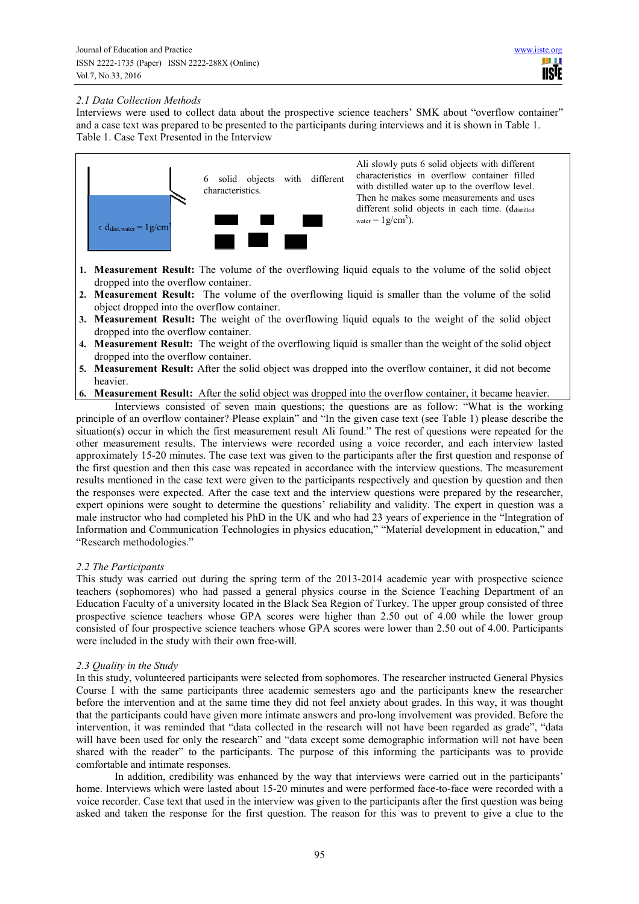### *2.1 Data Collection Methods*

Interviews were used to collect data about the prospective science teachers' SMK about "overflow container" and a case text was prepared to be presented to the participants during interviews and it is shown in Table 1.

Table 1. Case Text Presented in the Interview

$d_{dist.water} = 1 g/cm^3$

6 solid objects with different characteristics.

Ali slowly puts 6 solid objects with different characteristics in overflow container filled with distilled water up to the overflow level. Then he makes some measurements and uses different solid objects in each time. ($d_{distilled\ water} = 1 g/cm^3$).

1. **Measurement Result:** The volume of the overflowing liquid equals to the volume of the solid object dropped into the overflow container.
2. **Measurement Result:** The volume of the overflowing liquid is smaller than the volume of the solid object dropped into the overflow container.
3. **Measurement Result:** The weight of the overflowing liquid equals to the weight of the solid object dropped into the overflow container.
4. **Measurement Result:** The weight of the overflowing liquid is smaller than the weight of the solid object dropped into the overflow container.
5. **Measurement Result:** After the solid object was dropped into the overflow container, it did not become heavier.
6. **Measurement Result:** After the solid object was dropped into the overflow container, it became heavier.

Interviews consisted of seven main questions; the questions are as follow: "What is the working principle of an overflow container? Please explain" and "In the given case text (see Table 1) please describe the situation(s) occur in which the first measurement result Ali found." The rest of questions were repeated for the other measurement results. The interviews were recorded using a voice recorder, and each interview lasted approximately 15-20 minutes. The case text was given to the participants after the first question and response of the first question and then this case was repeated in accordance with the interview questions. The measurement results mentioned in the case text were given to the participants respectively and question by question and then the responses were expected. After the case text and the interview questions were prepared by the researcher, expert opinions were sought to determine the questions' reliability and validity. The expert in question was a male instructor who had completed his PhD in the UK and who had 23 years of experience in the "Integration of Information and Communication Technologies in physics education," "Material development in education," and "Research methodologies."

### *2.2 The Participants*

This study was carried out during the spring term of the 2013-2014 academic year with prospective science teachers (sophomores) who had passed a general physics course in the Science Teaching Department of an Education Faculty of a university located in the Black Sea Region of Turkey. The upper group consisted of three prospective science teachers whose GPA scores were higher than 2.50 out of 4.00 while the lower group consisted of four prospective science teachers whose GPA scores were lower than 2.50 out of 4.00. Participants were included in the study with their own free-will.

### *2.3 Quality in the Study*

In this study, volunteered participants were selected from sophomores. The researcher instructed General Physics Course I with the same participants three academic semesters ago and the participants knew the researcher before the intervention and at the same time they did not feel anxiety about grades. In this way, it was thought that the participants could have given more intimate answers and pro-long involvement was provided. Before the intervention, it was reminded that "data collected in the research will not have been regarded as grade", "data will have been used for only the research" and "data except some demographic information will not have been shared with the reader" to the participants. The purpose of this informing the participants was to provide comfortable and intimate responses.

In addition, credibility was enhanced by the way that interviews were carried out in the participants' home. Interviews which were lasted about 15-20 minutes and were performed face-to-face were recorded with a voice recorder. Case text that used in the interview was given to the participants after the first question was being asked and taken the response for the first question. The reason for this was to prevent to give a clue to the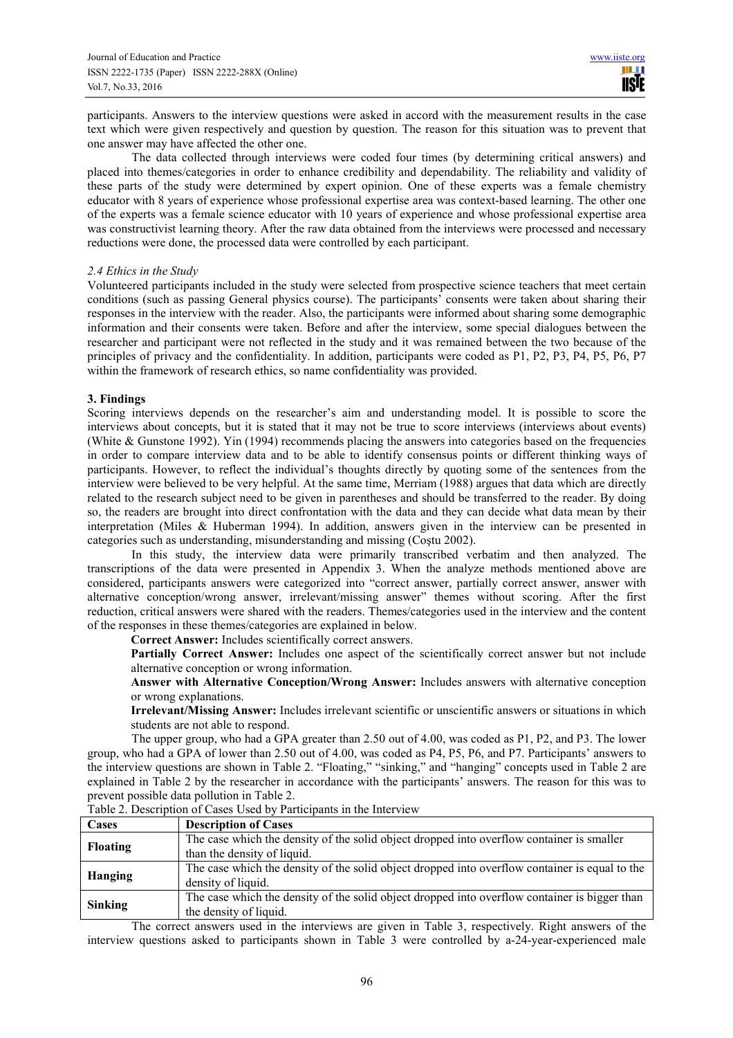participants. Answers to the interview questions were asked in accord with the measurement results in the case text which were given respectively and question by question. The reason for this situation was to prevent that one answer may have affected the other one.

The data collected through interviews were coded four times (by determining critical answers) and placed into themes/categories in order to enhance credibility and dependability. The reliability and validity of these parts of the study were determined by expert opinion. One of these experts was a female chemistry educator with 8 years of experience whose professional expertise area was context-based learning. The other one of the experts was a female science educator with 10 years of experience and whose professional expertise area was constructivist learning theory. After the raw data obtained from the interviews were processed and necessary reductions were done, the processed data were controlled by each participant.

### *2.4 Ethics in the Study*

Volunteered participants included in the study were selected from prospective science teachers that meet certain conditions (such as passing General physics course). The participants' consents were taken about sharing their responses in the interview with the reader. Also, the participants were informed about sharing some demographic information and their consents were taken. Before and after the interview, some special dialogues between the researcher and participant were not reflected in the study and it was remained between the two because of the principles of privacy and the confidentiality. In addition, participants were coded as P1, P2, P3, P4, P5, P6, P7 within the framework of research ethics, so name confidentiality was provided.

## 3. Findings

Scoring interviews depends on the researcher's aim and understanding model. It is possible to score the interviews about concepts, but it is stated that it may not be true to score interviews (interviews about events) (White & Gunstone 1992). Yin (1994) recommends placing the answers into categories based on the frequencies in order to compare interview data and to be able to identify consensus points or different thinking ways of participants. However, to reflect the individual's thoughts directly by quoting some of the sentences from the interview were believed to be very helpful. At the same time, Merriam (1988) argues that data which are directly related to the research subject need to be given in parentheses and should be transferred to the reader. By doing so, the readers are brought into direct confrontation with the data and they can decide what data mean by their interpretation (Miles & Huberman 1994). In addition, answers given in the interview can be presented in categories such as understanding, misunderstanding and missing (Coştu 2002).

In this study, the interview data were primarily transcribed verbatim and then analyzed. The transcriptions of the data were presented in Appendix 3. When the analyze methods mentioned above are considered, participants answers were categorized into "correct answer, partially correct answer, answer with alternative conception/wrong answer, irrelevant/missing answer" themes without scoring. After the first reduction, critical answers were shared with the readers. Themes/categories used in the interview and the content of the responses in these themes/categories are explained in below.

**Correct Answer:** Includes scientifically correct answers.

**Partially Correct Answer:** Includes one aspect of the scientifically correct answer but not include alternative conception or wrong information.

**Answer with Alternative Conception/Wrong Answer:** Includes answers with alternative conception or wrong explanations.

**Irrelevant/Missing Answer:** Includes irrelevant scientific or unscientific answers or situations in which students are not able to respond.

The upper group, who had a GPA greater than 2.50 out of 4.00, was coded as P1, P2, and P3. The lower group, who had a GPA of lower than 2.50 out of 4.00, was coded as P4, P5, P6, and P7. Participants' answers to the interview questions are shown in Table 2. "Floating," "sinking," and "hanging" concepts used in Table 2 are explained in Table 2 by the researcher in accordance with the participants' answers. The reason for this was to prevent possible data pollution in Table 2.

Table 2. Description of Cases Used by Participants in the Interview

| Cases | Description of Cases |
|---|---|
| **Floating** | The case which the density of the solid object dropped into overflow container is smaller than the density of liquid. |
| **Hanging** | The case which the density of the solid object dropped into overflow container is equal to the density of liquid. |
| **Sinking** | The case which the density of the solid object dropped into overflow container is bigger than the density of liquid. |

The correct answers used in the interviews are given in Table 3, respectively. Right answers of the interview questions asked to participants shown in Table 3 were controlled by a-24-year-experienced male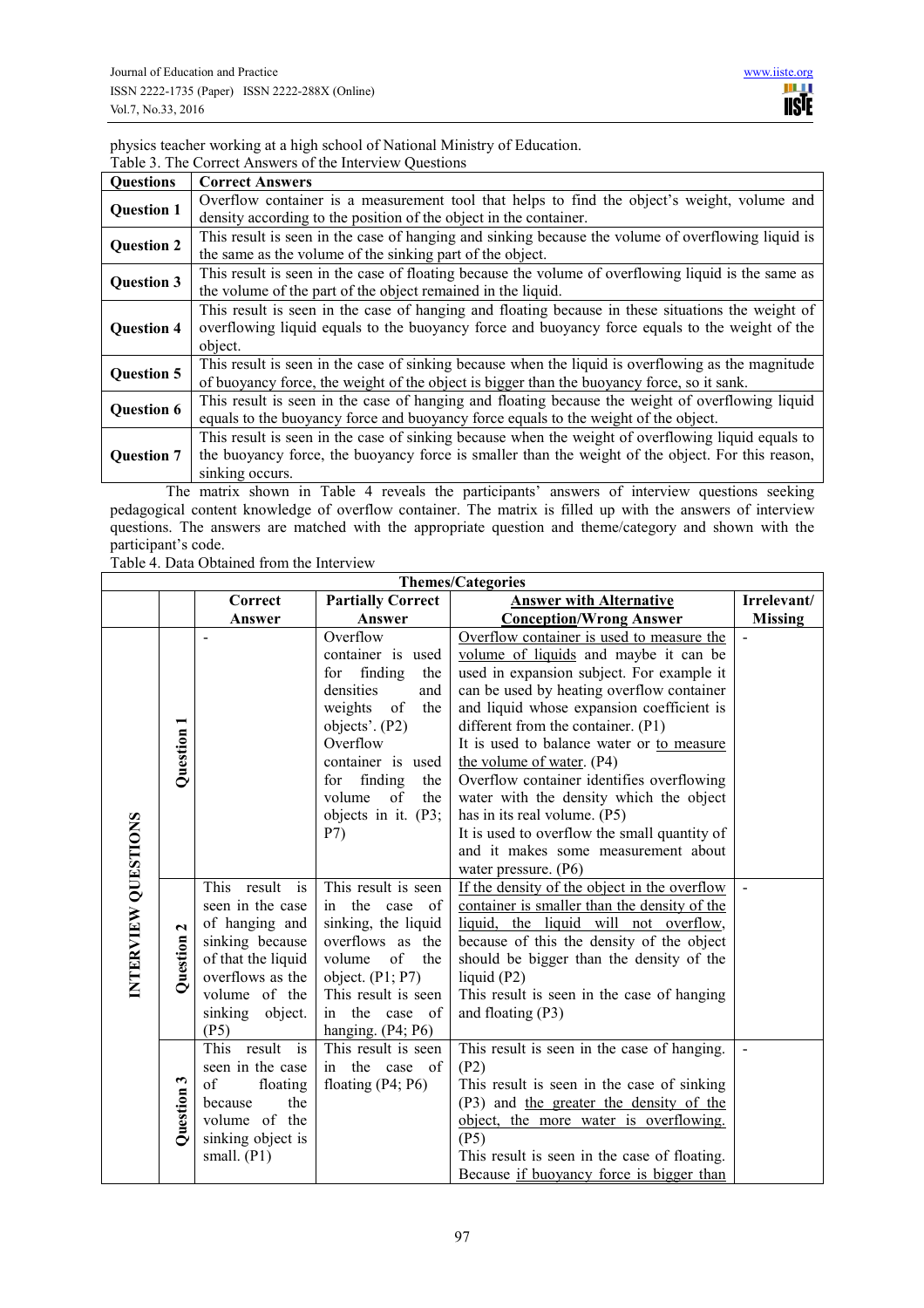physics teacher working at a high school of National Ministry of Education.

Table 3. The Correct Answers of the Interview Questions

| Questions | Correct Answers |
|---|---|
| **Question 1** | Overflow container is a measurement tool that helps to find the object's weight, volume and density according to the position of the object in the container. |
| **Question 2** | This result is seen in the case of hanging and sinking because the volume of overflowing liquid is the same as the volume of the sinking part of the object. |
| **Question 3** | This result is seen in the case of floating because the volume of overflowing liquid is the same as the volume of the part of the object remained in the liquid. |
| **Question 4** | This result is seen in the case of hanging and floating because in these situations the weight of overflowing liquid equals to the buoyancy force and buoyancy force equals to the weight of the object. |
| **Question 5** | This result is seen in the case of sinking because when the liquid is overflowing as the magnitude of buoyancy force, the weight of the object is bigger than the buoyancy force, so it sank. |
| **Question 6** | This result is seen in the case of hanging and floating because the weight of overflowing liquid equals to the buoyancy force and buoyancy force equals to the weight of the object. |
| **Question 7** | This result is seen in the case of sinking because when the weight of overflowing liquid equals to the buoyancy force, the buoyancy force is smaller than the weight of the object. For this reason, sinking occurs. |

The matrix shown in Table 4 reveals the participants' answers of interview questions seeking pedagogical content knowledge of overflow container. The matrix is filled up with the answers of interview questions. The answers are matched with the appropriate question and theme/category and shown with the participant's code.

Table 4. Data Obtained from the Interview

| | | Themes/Categories | | | |
|---|---|---|---|---|---|
| | | **Correct Answer** | **Partially Correct Answer** | **Answer with Alternative Conception/Wrong Answer** | **Irrelevant/ Missing** |
| **INTERVIEW QUESTIONS** | **Question 1** | - | Overflow container is used for finding the densities and weights of the objects'. (P2)<br>Overflow container is used for finding the volume of the objects in it. (P3; P7) | Overflow container is used to measure the volume of liquids and maybe it can be used in expansion subject. For example it can be used by heating overflow container and liquid whose expansion coefficient is different from the container. (P1)<br>It is used to balance water or to measure the volume of water. (P4)<br>Overflow container identifies overflowing water with the density which the object has in its real volume. (P5)<br>It is used to overflow the small quantity of and it makes some measurement about water pressure. (P6) | - |
| | **Question 2** | This result is seen in the case of hanging and sinking because of that the liquid overflows as the volume of the sinking object. (P5) | This result is seen in the case of sinking, the liquid overflows as the volume of the object. (P1; P7)<br>This result is seen in the case of hanging. (P4; P6) | If the density of the object in the overflow container is smaller than the density of the liquid, the liquid will not overflow, because of this the density of the object should be bigger than the density of the liquid (P2)<br>This result is seen in the case of hanging and floating (P3) | - |
| | **Question 3** | This result is seen in the case of floating because the volume of the sinking object is small. (P1) | This result is seen in the case of floating (P4; P6) | This result is seen in the case of hanging. (P2)<br>This result is seen in the case of sinking (P3) and the greater the density of the object, the more water is overflowing. (P5)<br>This result is seen in the case of floating. Because if buoyancy force is bigger than | |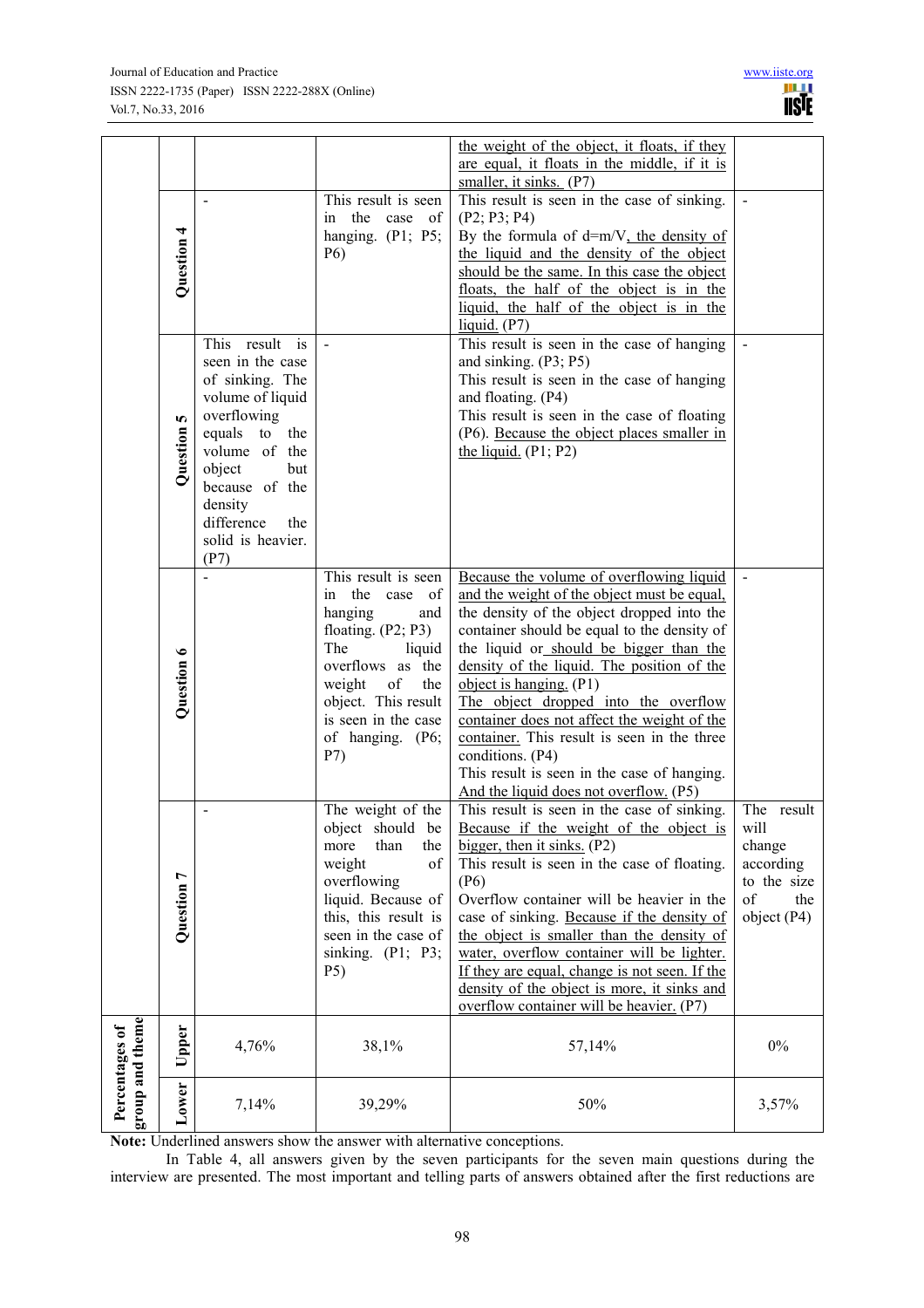| | | | | | |
|---|---|---|---|---|---|
| | | | | the weight of the object, it floats, if they are equal, it floats in the middle, if it is smaller, it sinks. (P7) | |
| | Question 4 | - | This result is seen in the case of hanging. (P1; P5; P6) | This result is seen in the case of sinking. (P2; P3; P4) By the formula of d=m/V, the density of the liquid and the density of the object should be the same. In this case the object floats, the half of the object is in the liquid, the half of the object is in the liquid. (P7) | - |
| | Question 5 | This result is seen in the case of sinking. The volume of liquid overflowing equals to the volume of the object but because of the density difference the solid is heavier. (P7) | - | This result is seen in the case of hanging and sinking. (P3; P5) This result is seen in the case of hanging and floating. (P4) This result is seen in the case of floating (P6). Because the object places smaller in the liquid. (P1; P2) | - |
| | Question 6 | - | This result is seen in the case of hanging and floating. (P2; P3) The liquid overflows as the weight of the object. This result is seen in the case of hanging. (P6; P7) | Because the volume of overflowing liquid and the weight of the object must be equal, the density of the object dropped into the container should be equal to the density of the liquid or should be bigger than the density of the liquid. The position of the object is hanging. (P1) The object dropped into the overflow container does not affect the weight of the container. This result is seen in the three conditions. (P4) This result is seen in the case of hanging. And the liquid does not overflow. (P5) | - |
| | Question 7 | - | The weight of the object should be more than the weight of overflowing liquid. Because of this, this result is seen in the case of sinking. (P1; P3; P5) | This result is seen in the case of sinking. Because if the weight of the object is bigger, then it sinks. (P2) This result is seen in the case of floating. (P6) Overflow container will be heavier in the case of sinking. Because if the density of the object is smaller than the density of water, overflow container will be lighter. If they are equal, change is not seen. If the density of the object is more, it sinks and overflow container will be heavier. (P7) | The result will change according to the size of the object (P4) |
| Percentages of group and theme | Upper | 4,76% | 38,1% | 57,14% | 0% |
| | Lower | 7,14% | 39,29% | 50% | 3,57% |

**Note:** Underlined answers show the answer with alternative conceptions.

In Table 4, all answers given by the seven participants for the seven main questions during the interview are presented. The most important and telling parts of answers obtained after the first reductions are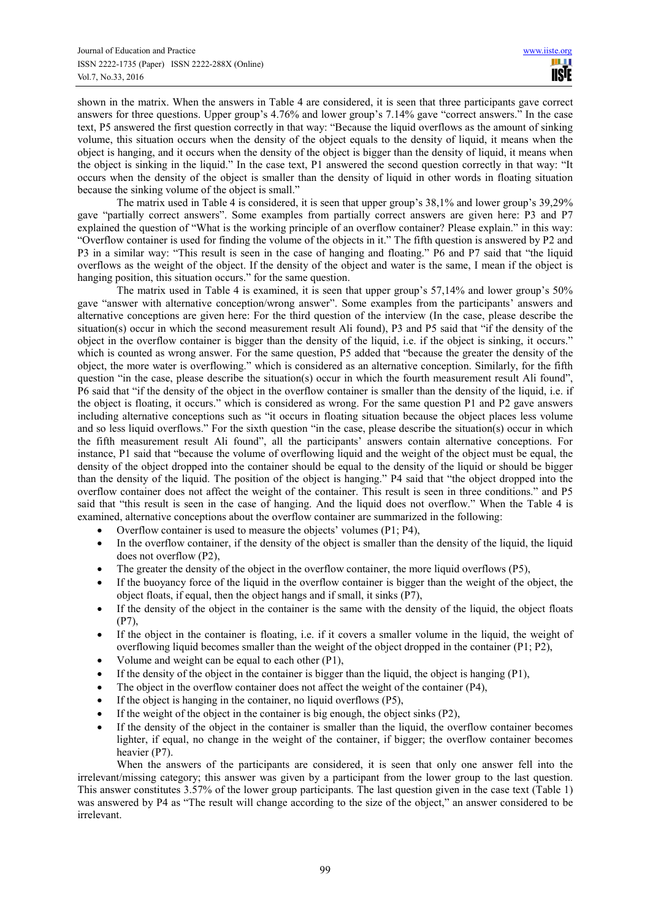shown in the matrix. When the answers in Table 4 are considered, it is seen that three participants gave correct answers for three questions. Upper group's 4.76% and lower group's 7.14% gave "correct answers." In the case text, P5 answered the first question correctly in that way: "Because the liquid overflows as the amount of sinking volume, this situation occurs when the density of the object equals to the density of liquid, it means when the object is hanging, and it occurs when the density of the object is bigger than the density of liquid, it means when the object is sinking in the liquid." In the case text, P1 answered the second question correctly in that way: "It occurs when the density of the object is smaller than the density of liquid in other words in floating situation because the sinking volume of the object is small."

The matrix used in Table 4 is considered, it is seen that upper group's 38,1% and lower group's 39,29% gave "partially correct answers". Some examples from partially correct answers are given here: P3 and P7 explained the question of "What is the working principle of an overflow container? Please explain." in this way: "Overflow container is used for finding the volume of the objects in it." The fifth question is answered by P2 and P3 in a similar way: "This result is seen in the case of hanging and floating." P6 and P7 said that "the liquid overflows as the weight of the object. If the density of the object and water is the same, I mean if the object is hanging position, this situation occurs." for the same question.

The matrix used in Table 4 is examined, it is seen that upper group's 57,14% and lower group's 50% gave "answer with alternative conception/wrong answer". Some examples from the participants' answers and alternative conceptions are given here: For the third question of the interview (In the case, please describe the situation(s) occur in which the second measurement result Ali found), P3 and P5 said that "if the density of the object in the overflow container is bigger than the density of the liquid, i.e. if the object is sinking, it occurs." which is counted as wrong answer. For the same question, P5 added that "because the greater the density of the object, the more water is overflowing." which is considered as an alternative conception. Similarly, for the fifth question "in the case, please describe the situation(s) occur in which the fourth measurement result Ali found", P6 said that "if the density of the object in the overflow container is smaller than the density of the liquid, i.e. if the object is floating, it occurs." which is considered as wrong. For the same question P1 and P2 gave answers including alternative conceptions such as "it occurs in floating situation because the object places less volume and so less liquid overflows." For the sixth question "in the case, please describe the situation(s) occur in which the fifth measurement result Ali found", all the participants' answers contain alternative conceptions. For instance, P1 said that "because the volume of overflowing liquid and the weight of the object must be equal, the density of the object dropped into the container should be equal to the density of the liquid or should be bigger than the density of the liquid. The position of the object is hanging." P4 said that "the object dropped into the overflow container does not affect the weight of the container. This result is seen in three conditions." and P5 said that "this result is seen in the case of hanging. And the liquid does not overflow." When the Table 4 is examined, alternative conceptions about the overflow container are summarized in the following:

- Overflow container is used to measure the objects' volumes (P1; P4),
- In the overflow container, if the density of the object is smaller than the density of the liquid, the liquid does not overflow (P2),
- The greater the density of the object in the overflow container, the more liquid overflows (P5),
- If the buoyancy force of the liquid in the overflow container is bigger than the weight of the object, the object floats, if equal, then the object hangs and if small, it sinks (P7),
- If the density of the object in the container is the same with the density of the liquid, the object floats (P7),
- If the object in the container is floating, i.e. if it covers a smaller volume in the liquid, the weight of overflowing liquid becomes smaller than the weight of the object dropped in the container (P1; P2),
- Volume and weight can be equal to each other (P1),
- If the density of the object in the container is bigger than the liquid, the object is hanging (P1),
- The object in the overflow container does not affect the weight of the container (P4),
- If the object is hanging in the container, no liquid overflows (P5),
- If the weight of the object in the container is big enough, the object sinks (P2),
- If the density of the object in the container is smaller than the liquid, the overflow container becomes lighter, if equal, no change in the weight of the container, if bigger; the overflow container becomes heavier (P7).

When the answers of the participants are considered, it is seen that only one answer fell into the irrelevant/missing category; this answer was given by a participant from the lower group to the last question. This answer constitutes 3.57% of the lower group participants. The last question given in the case text (Table 1) was answered by P4 as "The result will change according to the size of the object," an answer considered to be irrelevant.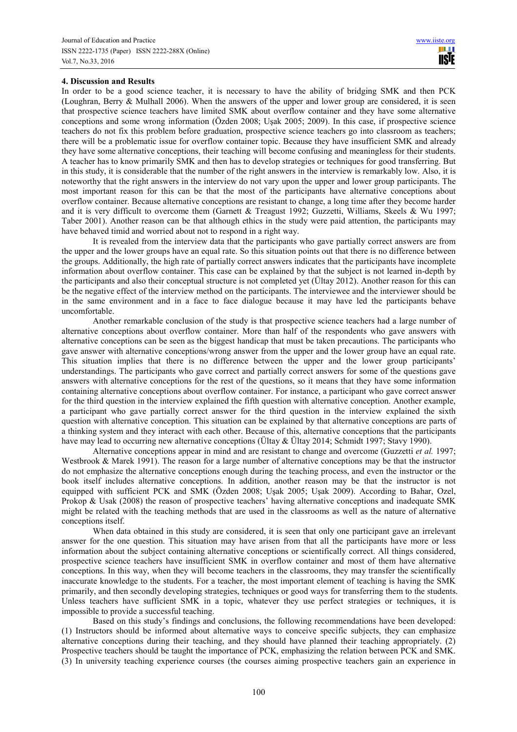## 4. Discussion and Results

In order to be a good science teacher, it is necessary to have the ability of bridging SMK and then PCK (Loughran, Berry & Mulhall 2006). When the answers of the upper and lower group are considered, it is seen that prospective science teachers have limited SMK about overflow container and they have some alternative conceptions and some wrong information (Özden 2008; Uşak 2005; 2009). In this case, if prospective science teachers do not fix this problem before graduation, prospective science teachers go into classroom as teachers; there will be a problematic issue for overflow container topic. Because they have insufficient SMK and already they have some alternative conceptions, their teaching will become confusing and meaningless for their students. A teacher has to know primarily SMK and then has to develop strategies or techniques for good transferring. But in this study, it is considerable that the number of the right answers in the interview is remarkably low. Also, it is noteworthy that the right answers in the interview do not vary upon the upper and lower group participants. The most important reason for this can be that the most of the participants have alternative conceptions about overflow container. Because alternative conceptions are resistant to change, a long time after they become harder and it is very difficult to overcome them (Garnett & Treagust 1992; Guzzetti, Williams, Skeels & Wu 1997; Taber 2001). Another reason can be that although ethics in the study were paid attention, the participants may have behaved timid and worried about not to respond in a right way.

It is revealed from the interview data that the participants who gave partially correct answers are from the upper and the lower groups have an equal rate. So this situation points out that there is no difference between the groups. Additionally, the high rate of partially correct answers indicates that the participants have incomplete information about overflow container. This case can be explained by that the subject is not learned in-depth by the participants and also their conceptual structure is not completed yet (Ültay 2012). Another reason for this can be the negative effect of the interview method on the participants. The interviewee and the interviewer should be in the same environment and in a face to face dialogue because it may have led the participants behave uncomfortable.

Another remarkable conclusion of the study is that prospective science teachers had a large number of alternative conceptions about overflow container. More than half of the respondents who gave answers with alternative conceptions can be seen as the biggest handicap that must be taken precautions. The participants who gave answer with alternative conceptions/wrong answer from the upper and the lower group have an equal rate. This situation implies that there is no difference between the upper and the lower group participants' understandings. The participants who gave correct and partially correct answers for some of the questions gave answers with alternative conceptions for the rest of the questions, so it means that they have some information containing alternative conceptions about overflow container. For instance, a participant who gave correct answer for the third question in the interview explained the fifth question with alternative conception. Another example, a participant who gave partially correct answer for the third question in the interview explained the sixth question with alternative conception. This situation can be explained by that alternative conceptions are parts of a thinking system and they interact with each other. Because of this, alternative conceptions that the participants have may lead to occurring new alternative conceptions (Ültay & Ültay 2014; Schmidt 1997; Stavy 1990).

Alternative conceptions appear in mind and are resistant to change and overcome (Guzzetti *et al.* 1997; Westbrook & Marek 1991). The reason for a large number of alternative conceptions may be that the instructor do not emphasize the alternative conceptions enough during the teaching process, and even the instructor or the book itself includes alternative conceptions. In addition, another reason may be that the instructor is not equipped with sufficient PCK and SMK (Özden 2008; Uşak 2005; Uşak 2009). According to Bahar, Ozel, Prokop & Usak (2008) the reason of prospective teachers' having alternative conceptions and inadequate SMK might be related with the teaching methods that are used in the classrooms as well as the nature of alternative conceptions itself.

When data obtained in this study are considered, it is seen that only one participant gave an irrelevant answer for the one question. This situation may have arisen from that all the participants have more or less information about the subject containing alternative conceptions or scientifically correct. All things considered, prospective science teachers have insufficient SMK in overflow container and most of them have alternative conceptions. In this way, when they will become teachers in the classrooms, they may transfer the scientifically inaccurate knowledge to the students. For a teacher, the most important element of teaching is having the SMK primarily, and then secondly developing strategies, techniques or good ways for transferring them to the students. Unless teachers have sufficient SMK in a topic, whatever they use perfect strategies or techniques, it is impossible to provide a successful teaching.

Based on this study's findings and conclusions, the following recommendations have been developed: (1) Instructors should be informed about alternative ways to conceive specific subjects, they can emphasize alternative conceptions during their teaching, and they should have planned their teaching appropriately. (2) Prospective teachers should be taught the importance of PCK, emphasizing the relation between PCK and SMK. (3) In university teaching experience courses (the courses aiming prospective teachers gain an experience in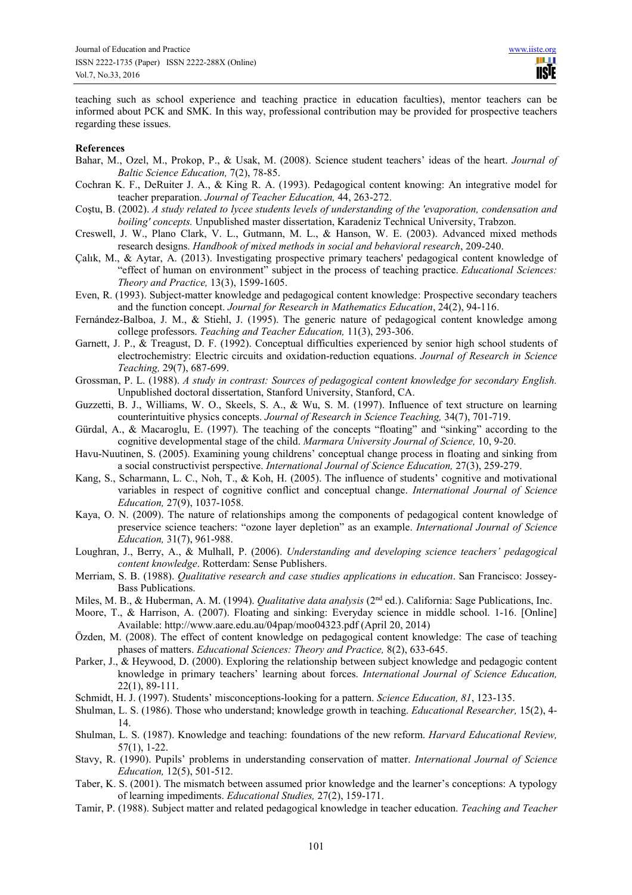teaching such as school experience and teaching practice in education faculties), mentor teachers can be informed about PCK and SMK. In this way, professional contribution may be provided for prospective teachers regarding these issues.

**References**

Bahar, M., Ozel, M., Prokop, P., & Usak, M. (2008). Science student teachers' ideas of the heart. *Journal of Baltic Science Education,* 7(2), 78-85.

Cochran K. F., DeRuiter J. A., & King R. A. (1993). Pedagogical content knowing: An integrative model for teacher preparation. *Journal of Teacher Education,* 44, 263-272.

Coştu, B. (2002). *A study related to lycee students levels of understanding of the 'evaporation, condensation and boiling' concepts.* Unpublished master dissertation, Karadeniz Technical University, Trabzon.

Creswell, J. W., Plano Clark, V. L., Gutmann, M. L., & Hanson, W. E. (2003). Advanced mixed methods research designs. *Handbook of mixed methods in social and behavioral research*, 209-240.

Çalık, M., & Aytar, A. (2013). Investigating prospective primary teachers' pedagogical content knowledge of "effect of human on environment" subject in the process of teaching practice. *Educational Sciences: Theory and Practice,* 13(3), 1599-1605.

Even, R. (1993). Subject-matter knowledge and pedagogical content knowledge: Prospective secondary teachers and the function concept. *Journal for Research in Mathematics Education*, 24(2), 94-116.

Fernández-Balboa, J. M., & Stiehl, J. (1995). The generic nature of pedagogical content knowledge among college professors. *Teaching and Teacher Education,* 11(3), 293-306.

Garnett, J. P., & Treagust, D. F. (1992). Conceptual difficulties experienced by senior high school students of electrochemistry: Electric circuits and oxidation-reduction equations. *Journal of Research in Science Teaching,* 29(7), 687-699.

Grossman, P. L. (1988). *A study in contrast: Sources of pedagogical content knowledge for secondary English.* Unpublished doctoral dissertation, Stanford University, Stanford, CA.

Guzzetti, B. J., Williams, W. O., Skeels, S. A., & Wu, S. M. (1997). Influence of text structure on learning counterintuitive physics concepts. *Journal of Research in Science Teaching,* 34(7), 701-719.

Gürdal, A., & Macaroglu, E. (1997). The teaching of the concepts "floating" and "sinking" according to the cognitive developmental stage of the child. *Marmara University Journal of Science,* 10, 9-20.

Havu-Nuutinen, S. (2005). Examining young childrens' conceptual change process in floating and sinking from a social constructivist perspective. *International Journal of Science Education,* 27(3), 259-279.

Kang, S., Scharmann, L. C., Noh, T., & Koh, H. (2005). The influence of students' cognitive and motivational variables in respect of cognitive conflict and conceptual change. *International Journal of Science Education,* 27(9), 1037-1058.

Kaya, O. N. (2009). The nature of relationships among the components of pedagogical content knowledge of preservice science teachers: "ozone layer depletion" as an example. *International Journal of Science Education,* 31(7), 961-988.

Loughran, J., Berry, A., & Mulhall, P. (2006). *Understanding and developing science teachers' pedagogical content knowledge*. Rotterdam: Sense Publishers.

Merriam, S. B. (1988). *Qualitative research and case studies applications in education*. San Francisco: Jossey-Bass Publications.

Miles, M. B., & Huberman, A. M. (1994). *Qualitative data analysis* (2nd ed.). California: Sage Publications, Inc.

Moore, T., & Harrison, A. (2007). Floating and sinking: Everyday science in middle school. 1-16. [Online] Available: http://www.aare.edu.au/04pap/moo04323.pdf (April 20, 2014)

Özden, M. (2008). The effect of content knowledge on pedagogical content knowledge: The case of teaching phases of matters. *Educational Sciences: Theory and Practice,* 8(2), 633-645.

Parker, J., & Heywood, D. (2000). Exploring the relationship between subject knowledge and pedagogic content knowledge in primary teachers' learning about forces. *International Journal of Science Education,* 22(1), 89-111.

Schmidt, H. J. (1997). Students' misconceptions-looking for a pattern. *Science Education, 81*, 123-135.

Shulman, L. S. (1986). Those who understand; knowledge growth in teaching. *Educational Researcher,* 15(2), 4-14.

Shulman, L. S. (1987). Knowledge and teaching: foundations of the new reform. *Harvard Educational Review,* 57(1), 1-22.

Stavy, R. (1990). Pupils' problems in understanding conservation of matter. *International Journal of Science Education,* 12(5), 501-512.

Taber, K. S. (2001). The mismatch between assumed prior knowledge and the learner's conceptions: A typology of learning impediments. *Educational Studies,* 27(2), 159-171.

Tamir, P. (1988). Subject matter and related pedagogical knowledge in teacher education. *Teaching and Teacher*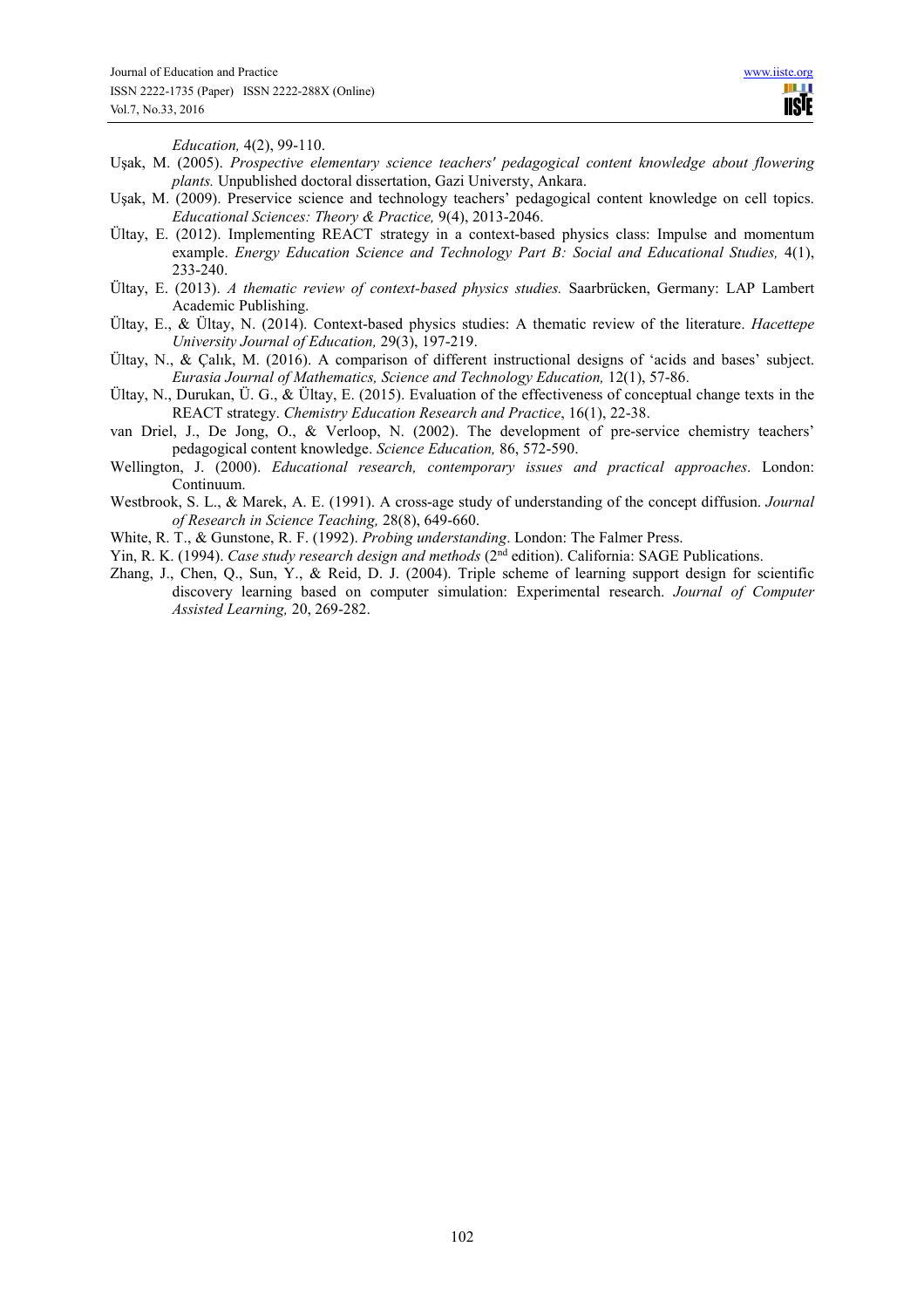*Education,* 4(2), 99-110.

Uşak, M. (2005). *Prospective elementary science teachers' pedagogical content knowledge about flowering plants.* Unpublished doctoral dissertation, Gazi Universty, Ankara.

Uşak, M. (2009). Preservice science and technology teachers' pedagogical content knowledge on cell topics. *Educational Sciences: Theory & Practice,* 9(4), 2013-2046.

Ültay, E. (2012). Implementing REACT strategy in a context-based physics class: Impulse and momentum example. *Energy Education Science and Technology Part B: Social and Educational Studies,* 4(1), 233-240.

Ültay, E. (2013). *A thematic review of context-based physics studies.* Saarbrücken, Germany: LAP Lambert Academic Publishing.

Ültay, E., & Ültay, N. (2014). Context-based physics studies: A thematic review of the literature. *Hacettepe University Journal of Education,* 29(3), 197-219.

Ültay, N., & Çalık, M. (2016). A comparison of different instructional designs of 'acids and bases' subject. *Eurasia Journal of Mathematics, Science and Technology Education,* 12(1), 57-86.

Ültay, N., Durukan, Ü. G., & Ültay, E. (2015). Evaluation of the effectiveness of conceptual change texts in the REACT strategy. *Chemistry Education Research and Practice*, 16(1), 22-38.

van Driel, J., De Jong, O., & Verloop, N. (2002). The development of pre-service chemistry teachers' pedagogical content knowledge. *Science Education,* 86, 572-590.

Wellington, J. (2000). *Educational research, contemporary issues and practical approaches*. London: Continuum.

Westbrook, S. L., & Marek, A. E. (1991). A cross-age study of understanding of the concept diffusion. *Journal of Research in Science Teaching,* 28(8), 649-660.

White, R. T., & Gunstone, R. F. (1992). *Probing understanding*. London: The Falmer Press.

Yin, R. K. (1994). *Case study research design and methods* (2nd edition). California: SAGE Publications.

Zhang, J., Chen, Q., Sun, Y., & Reid, D. J. (2004). Triple scheme of learning support design for scientific discovery learning based on computer simulation: Experimental research. *Journal of Computer Assisted Learning,* 20, 269-282.